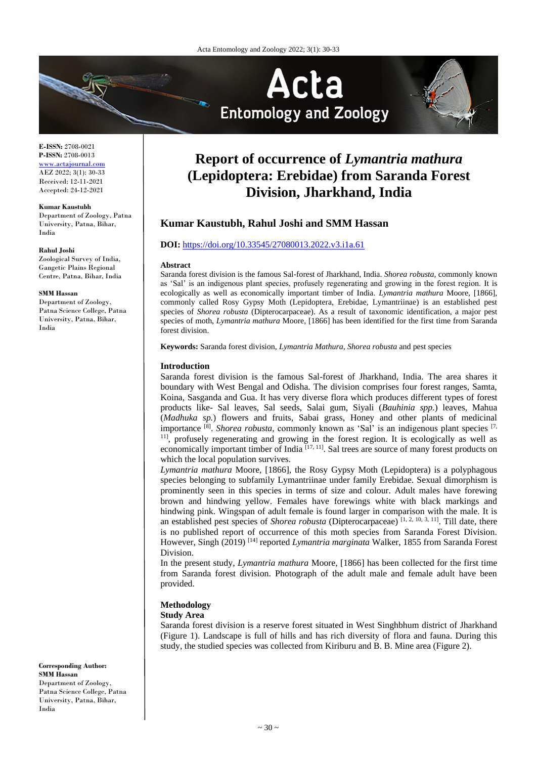**E-ISSN:** 2708-0021
**P-ISSN:** 2708-0013
www.actajournal.com
AEZ 2022; 3(1): 30-33
Received: 12-11-2021
Accepted: 24-12-2021

**Kumar Kaustubh**
Department of Zoology, Patna University, Patna, Bihar, India

**Rahul Joshi**
Zoological Survey of India, Gangetic Plains Regional Centre, Patna, Bihar, India

**SMM Hassan**
Department of Zoology, Patna Science College, Patna University, Patna, Bihar, India

**Corresponding Author:**
**SMM Hassan**
Department of Zoology, Patna Science College, Patna University, Patna, Bihar, India

# Report of occurrence of *Lymantria mathura* (Lepidoptera: Erebidae) from Saranda Forest Division, Jharkhand, India

## Kumar Kaustubh, Rahul Joshi and SMM Hassan

**DOI:** https://doi.org/10.33545/27080013.2022.v3.i1a.61

### Abstract

Saranda forest division is the famous Sal-forest of Jharkhand, India. *Shorea robusta,* commonly known as 'Sal' is an indigenous plant species, profusely regenerating and growing in the forest region. It is ecologically as well as economically important timber of India. *Lymantria mathura* Moore, [1866], commonly called Rosy Gypsy Moth (Lepidoptera, Erebidae, Lymantriinae) is an established pest species of *Shorea robusta* (Dipterocarpaceae). As a result of taxonomic identification, a major pest species of moth, *Lymantria mathura* Moore, [1866] has been identified for the first time from Saranda forest division.

**Keywords:** Saranda forest division, *Lymantria Mathura*, *Shorea robusta* and pest species

### Introduction

Saranda forest division is the famous Sal-forest of Jharkhand, India. The area shares it boundary with West Bengal and Odisha. The division comprises four forest ranges, Samta, Koina, Sasganda and Gua. It has very diverse flora which produces different types of forest products like- Sal leaves, Sal seeds, Salai gum, Siyali (*Bauhinia spp.*) leaves, Mahua (*Madhuka sp.*) flowers and fruits, Sabai grass, Honey and other plants of medicinal importance [8]. *Shorea robusta,* commonly known as 'Sal' is an indigenous plant species [7, 11], profusely regenerating and growing in the forest region. It is ecologically as well as economically important timber of India [17, 11]. Sal trees are source of many forest products on which the local population survives.

*Lymantria mathura* Moore, [1866], the Rosy Gypsy Moth (Lepidoptera) is a polyphagous species belonging to subfamily Lymantriinae under family Erebidae. Sexual dimorphism is prominently seen in this species in terms of size and colour. Adult males have forewing brown and hindwing yellow. Females have forewings white with black markings and hindwing pink. Wingspan of adult female is found larger in comparison with the male. It is an established pest species of *Shorea robusta* (Dipterocarpaceae) [1, 2, 10, 3, 11]. Till date, there is no published report of occurrence of this moth species from Saranda Forest Division. However, Singh (2019) [14] reported *Lymantria marginata* Walker, 1855 from Saranda Forest Division.

In the present study, *Lymantria mathura* Moore, [1866] has been collected for the first time from Saranda forest division. Photograph of the adult male and female adult have been provided.

### Methodology

#### Study Area

Saranda forest division is a reserve forest situated in West Singhbhum district of Jharkhand (Figure 1). Landscape is full of hills and has rich diversity of flora and fauna. During this study, the studied species was collected from Kiriburu and B. B. Mine area (Figure 2).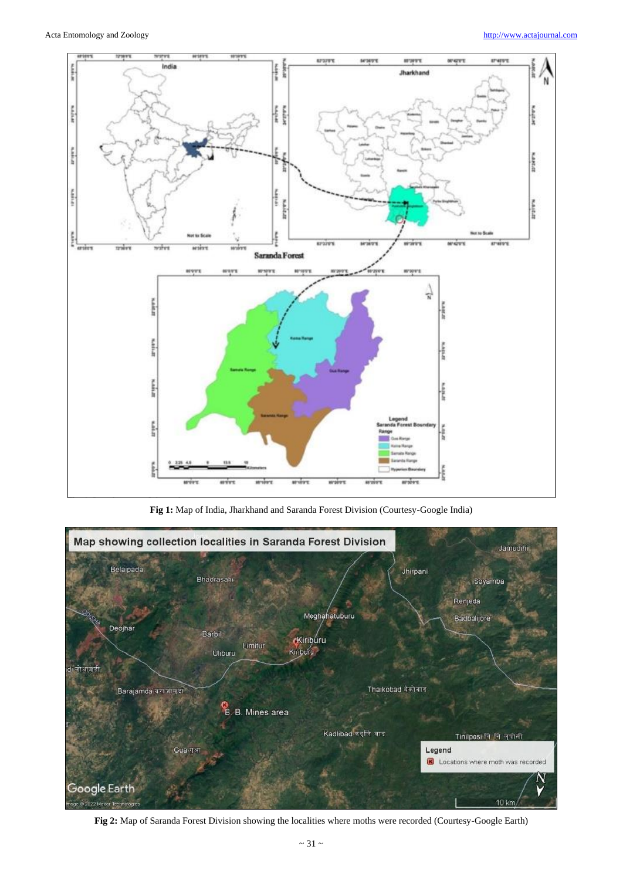Fig 1: Map of India, Jharkhand and Saranda Forest Division (Courtesy-Google India)

Fig 2: Map of Saranda Forest Division showing the localities where moths were recorded (Courtesy-Google Earth)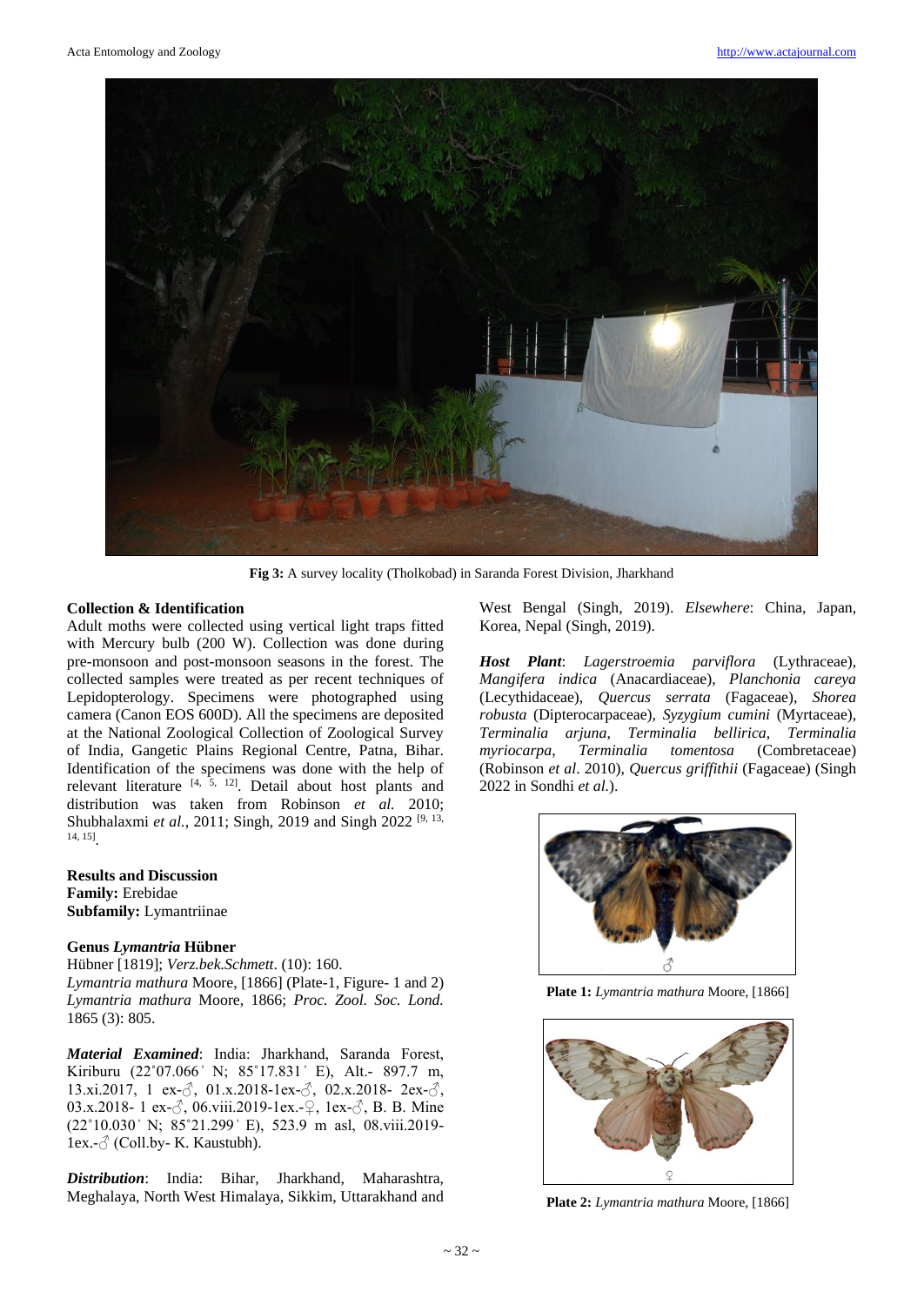Fig 3: A survey locality (Tholkobad) in Saranda Forest Division, Jharkhand

### Collection & Identification

Adult moths were collected using vertical light traps fitted with Mercury bulb (200 W). Collection was done during pre-monsoon and post-monsoon seasons in the forest. The collected samples were treated as per recent techniques of Lepidopterology. Specimens were photographed using camera (Canon EOS 600D). All the specimens are deposited at the National Zoological Collection of Zoological Survey of India, Gangetic Plains Regional Centre, Patna, Bihar. Identification of the specimens was done with the help of relevant literature [4, 5, 12]. Detail about host plants and distribution was taken from Robinson *et al.* 2010; Shubhalaxmi *et al.*, 2011; Singh, 2019 and Singh 2022 [9, 13, 14, 15].

### Results and Discussion

**Family:** Erebidae
**Subfamily:** Lymantriinae

**Genus *Lymantria* Hübner**
Hübner [1819]; *Verz.bek.Schmett*. (10): 160.
*Lymantria mathura* Moore, [1866] (Plate-1, Figure- 1 and 2)
*Lymantria mathura* Moore, 1866; *Proc. Zool. Soc. Lond.* 1865 (3): 805.

***Material Examined***: India: Jharkhand, Saranda Forest, Kiriburu (22˚07.066ˈ N; 85˚17.831ˈ E), Alt.- 897.7 m, 13.xi.2017, 1 ex-♂, 01.x.2018-1ex-♂, 02.x.2018- 2ex-♂, 03.x.2018- 1 ex-♂, 06.viii.2019-1ex.-♀, 1ex-♂, B. B. Mine (22˚10.030ˈ N; 85˚21.299ˈ E), 523.9 m asl, 08.viii.2019- 1ex.-♂ (Coll.by- K. Kaustubh).

***Distribution***: India: Bihar, Jharkhand, Maharashtra, Meghalaya, North West Himalaya, Sikkim, Uttarakhand and West Bengal (Singh, 2019). *Elsewhere*: China, Japan, Korea, Nepal (Singh, 2019).

***Host Plant***: *Lagerstroemia parviflora* (Lythraceae), *Mangifera indica* (Anacardiaceae), *Planchonia careya* (Lecythidaceae), *Quercus serrata* (Fagaceae), *Shorea robusta* (Dipterocarpaceae), *Syzygium cumini* (Myrtaceae), *Terminalia arjuna*, *Terminalia bellirica*, *Terminalia myriocarpa*, *Terminalia tomentosa* (Combretaceae) (Robinson *et al*. 2010), *Quercus griffithii* (Fagaceae) (Singh 2022 in Sondhi *et al.*).

♂

Plate 1: *Lymantria mathura* Moore, [1866]

♀

Plate 2: *Lymantria mathura* Moore, [1866]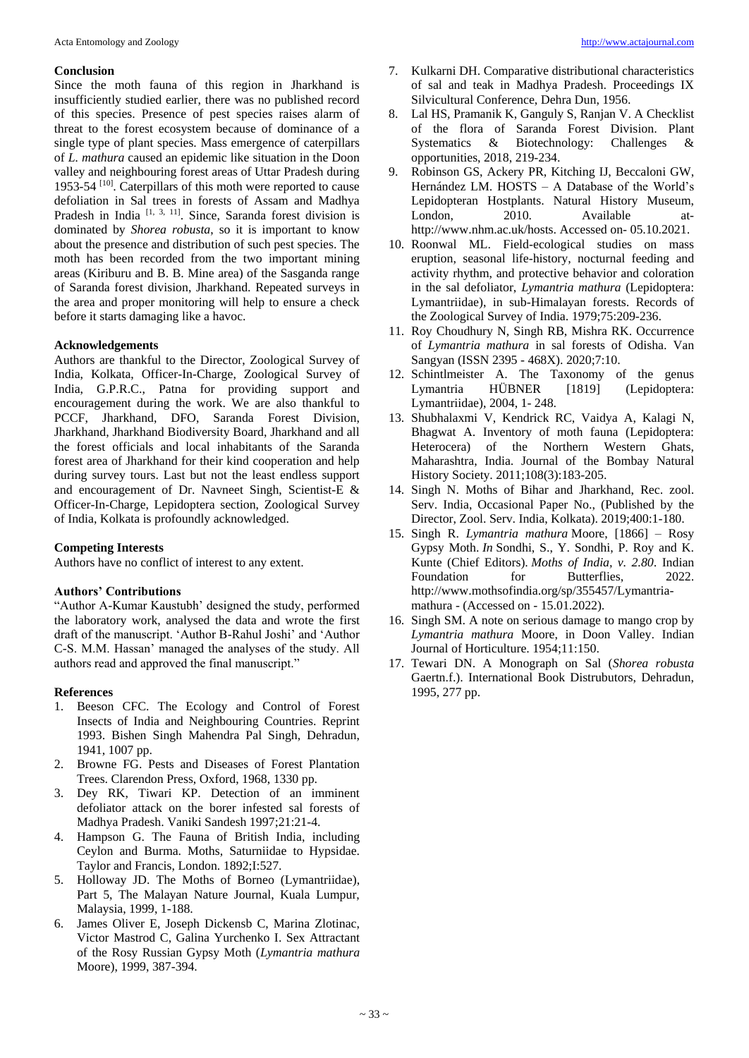## Conclusion

Since the moth fauna of this region in Jharkhand is insufficiently studied earlier, there was no published record of this species. Presence of pest species raises alarm of threat to the forest ecosystem because of dominance of a single type of plant species. Mass emergence of caterpillars of *L. mathura* caused an epidemic like situation in the Doon valley and neighbouring forest areas of Uttar Pradesh during 1953-54 [10]. Caterpillars of this moth were reported to cause defoliation in Sal trees in forests of Assam and Madhya Pradesh in India [1, 3, 11]. Since, Saranda forest division is dominated by *Shorea robusta*, so it is important to know about the presence and distribution of such pest species. The moth has been recorded from the two important mining areas (Kiriburu and B. B. Mine area) of the Sasganda range of Saranda forest division, Jharkhand. Repeated surveys in the area and proper monitoring will help to ensure a check before it starts damaging like a havoc.

## Acknowledgements

Authors are thankful to the Director, Zoological Survey of India, Kolkata, Officer-In-Charge, Zoological Survey of India, G.P.R.C., Patna for providing support and encouragement during the work. We are also thankful to PCCF, Jharkhand, DFO, Saranda Forest Division, Jharkhand, Jharkhand Biodiversity Board, Jharkhand and all the forest officials and local inhabitants of the Saranda forest area of Jharkhand for their kind cooperation and help during survey tours. Last but not the least endless support and encouragement of Dr. Navneet Singh, Scientist-E & Officer-In-Charge, Lepidoptera section, Zoological Survey of India, Kolkata is profoundly acknowledged.

## Competing Interests

Authors have no conflict of interest to any extent.

## Authors' Contributions

"Author A-Kumar Kaustubh' designed the study, performed the laboratory work, analysed the data and wrote the first draft of the manuscript. 'Author B-Rahul Joshi' and 'Author C-S. M.M. Hassan' managed the analyses of the study. All authors read and approved the final manuscript."

## References

1. Beeson CFC. The Ecology and Control of Forest Insects of India and Neighbouring Countries. Reprint 1993. Bishen Singh Mahendra Pal Singh, Dehradun, 1941, 1007 pp.
2. Browne FG. Pests and Diseases of Forest Plantation Trees. Clarendon Press, Oxford, 1968, 1330 pp.
3. Dey RK, Tiwari KP. Detection of an imminent defoliator attack on the borer infested sal forests of Madhya Pradesh. Vaniki Sandesh 1997;21:21-4.
4. Hampson G. The Fauna of British India, including Ceylon and Burma. Moths, Saturniidae to Hypsidae. Taylor and Francis, London. 1892;I:527.
5. Holloway JD. The Moths of Borneo (Lymantriidae), Part 5, The Malayan Nature Journal, Kuala Lumpur, Malaysia, 1999, 1-188.
6. James Oliver E, Joseph Dickensb C, Marina Zlotinac, Victor Mastrod C, Galina Yurchenko I. Sex Attractant of the Rosy Russian Gypsy Moth (*Lymantria mathura* Moore), 1999, 387-394.
7. Kulkarni DH. Comparative distributional characteristics of sal and teak in Madhya Pradesh. Proceedings IX Silvicultural Conference, Dehra Dun, 1956.
8. Lal HS, Pramanik K, Ganguly S, Ranjan V. A Checklist of the flora of Saranda Forest Division. Plant Systematics & Biotechnology: Challenges & opportunities, 2018, 219-234.
9. Robinson GS, Ackery PR, Kitching IJ, Beccaloni GW, Hernández LM. HOSTS – A Database of the World's Lepidopteran Hostplants. Natural History Museum, London, 2010. Available at- http://www.nhm.ac.uk/hosts. Accessed on- 05.10.2021.
10. Roonwal ML. Field-ecological studies on mass eruption, seasonal life-history, nocturnal feeding and activity rhythm, and protective behavior and coloration in the sal defoliator, *Lymantria mathura* (Lepidoptera: Lymantriidae), in sub-Himalayan forests. Records of the Zoological Survey of India. 1979;75:209-236.
11. Roy Choudhury N, Singh RB, Mishra RK. Occurrence of *Lymantria mathura* in sal forests of Odisha. Van Sangyan (ISSN 2395 - 468X). 2020;7:10.
12. Schintlmeister A. The Taxonomy of the genus Lymantria HÜBNER [1819] (Lepidoptera: Lymantriidae), 2004, 1- 248.
13. Shubhalaxmi V, Kendrick RC, Vaidya A, Kalagi N, Bhagwat A. Inventory of moth fauna (Lepidoptera: Heterocera) of the Northern Western Ghats, Maharashtra, India. Journal of the Bombay Natural History Society. 2011;108(3):183-205.
14. Singh N. Moths of Bihar and Jharkhand, Rec. zool. Serv. India, Occasional Paper No., (Published by the Director, Zool. Serv. India, Kolkata). 2019;400:1-180.
15. Singh R. *Lymantria mathura* Moore, [1866] – Rosy Gypsy Moth. *In* Sondhi, S., Y. Sondhi, P. Roy and K. Kunte (Chief Editors). *Moths of India, v. 2.80*. Indian Foundation for Butterflies, 2022. http://www.mothsofindia.org/sp/355457/Lymantria-mathura - (Accessed on - 15.01.2022).
16. Singh SM. A note on serious damage to mango crop by *Lymantria mathura* Moore, in Doon Valley. Indian Journal of Horticulture. 1954;11:150.
17. Tewari DN. A Monograph on Sal (*Shorea robusta* Gaertn.f.). International Book Distrubutors, Dehradun, 1995, 277 pp.